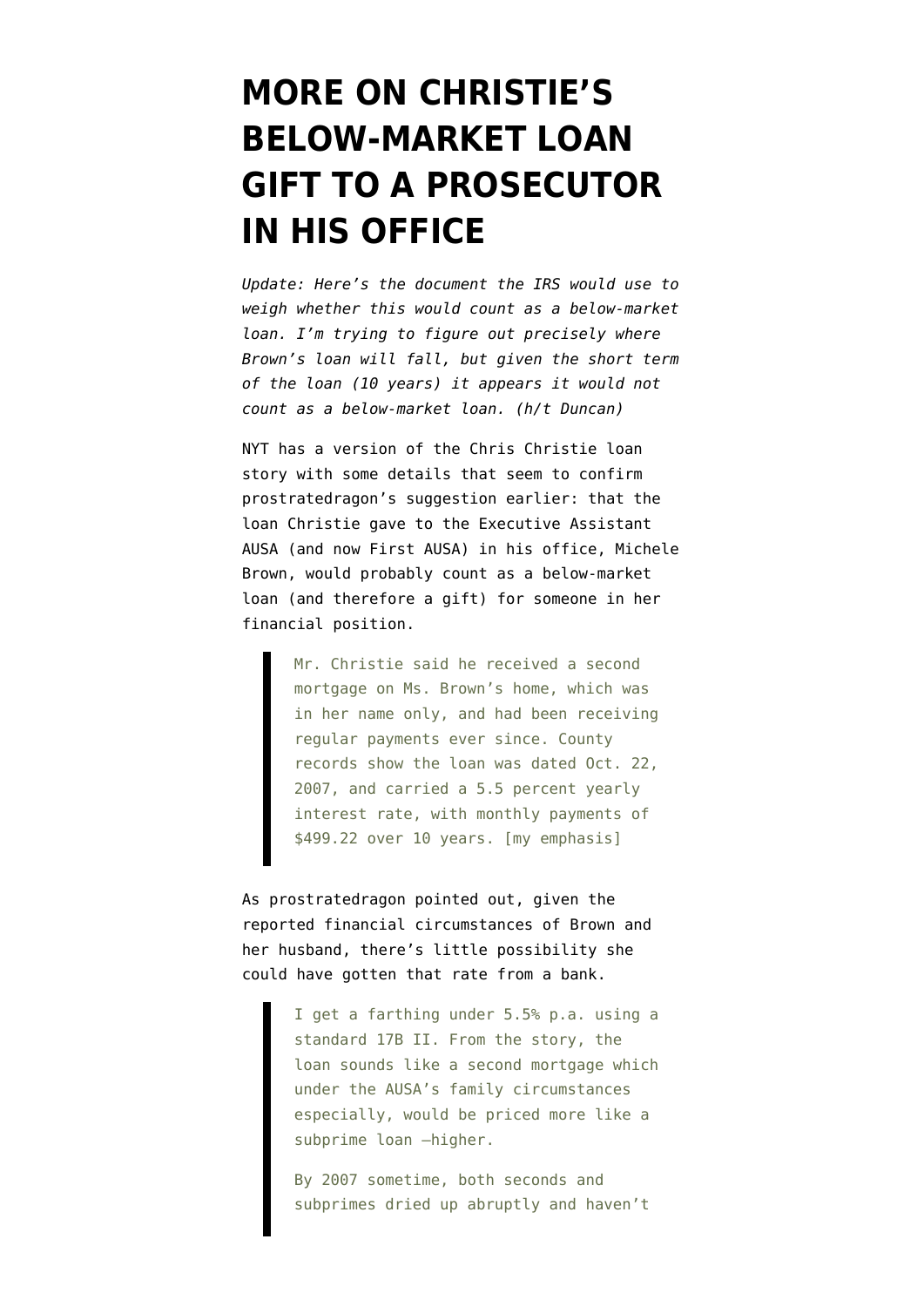# MORE ON CHRISTIE'S BELOW-MARKET LOAN GIFT TO A PROSECUTOR IN HIS OFFICE

*Update: Here's the document the IRS would use to weigh whether this would count as a below-market loan. I'm trying to figure out precisely where Brown's loan will fall, but given the short term of the loan (10 years) it appears it would not count as a below-market loan. (h/t Duncan)*

NYT has a version of the Chris Christie loan story with some details that seem to confirm prostratedragon's suggestion earlier: that the loan Christie gave to the Executive Assistant AUSA (and now First AUSA) in his office, Michele Brown, would probably count as a below-market loan (and therefore a gift) for someone in her financial position.

> Mr. Christie said he received a second mortgage on Ms. Brown's home, which was in her name only, and had been receiving regular payments ever since. County records show the loan was dated Oct. 22, 2007, and carried a 5.5 percent yearly interest rate, with monthly payments of $499.22 over 10 years. [my emphasis]

As prostratedragon pointed out, given the reported financial circumstances of Brown and her husband, there's little possibility she could have gotten that rate from a bank.

> I get a farthing under 5.5% p.a. using a standard 17B II. From the story, the loan sounds like a second mortgage which under the AUSA's family circumstances especially, would be priced more like a subprime loan —higher.
>
> By 2007 sometime, both seconds and subprimes dried up abruptly and haven't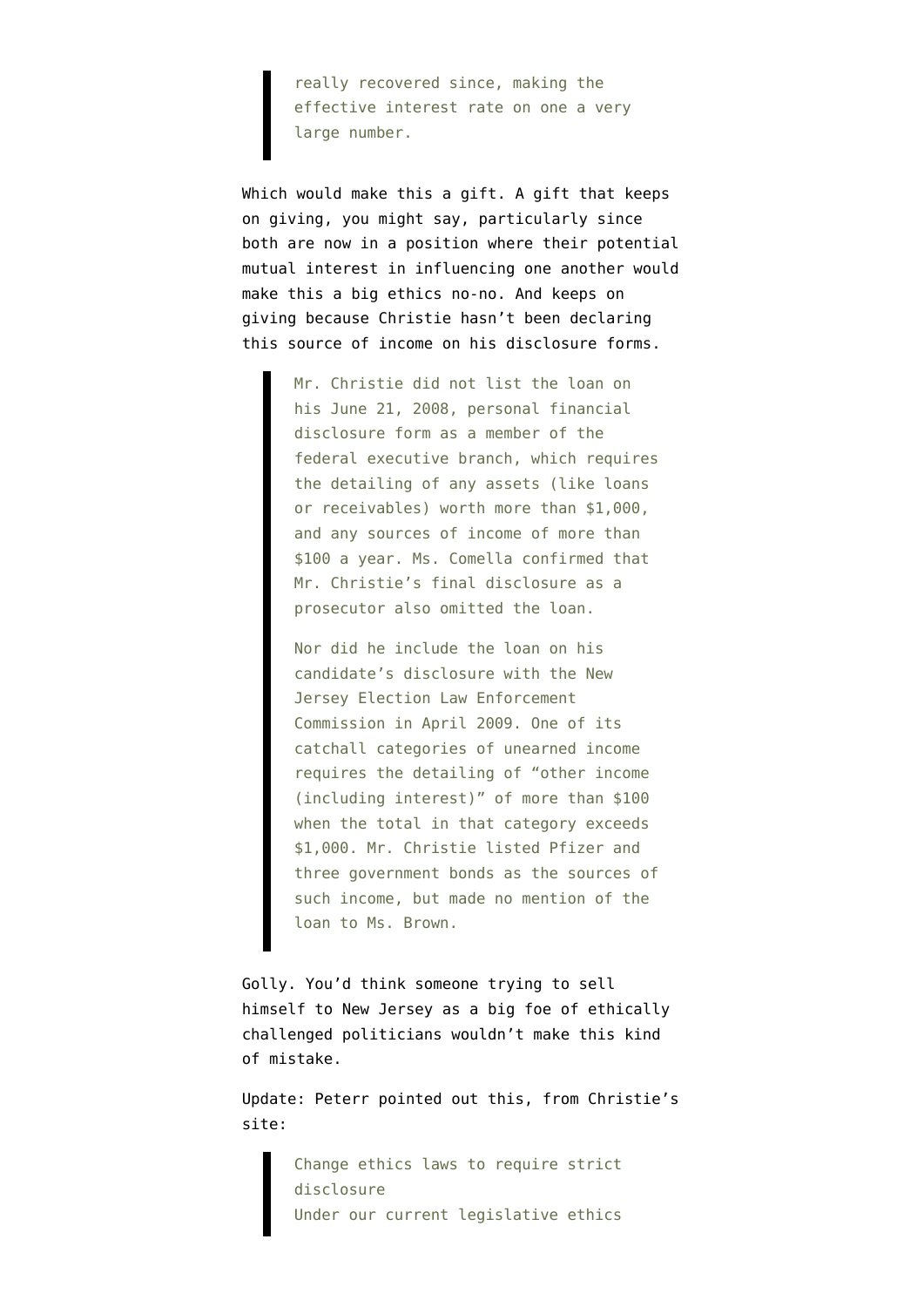> really recovered since, making the effective interest rate on one a very large number.

Which would make this a gift. A gift that keeps on giving, you might say, particularly since both are now in a position where their potential mutual interest in influencing one another would make this a big ethics no-no. And keeps on giving because Christie hasn't been declaring this source of income on his disclosure forms.

> Mr. Christie did not list the loan on his June 21, 2008, personal financial disclosure form as a member of the federal executive branch, which requires the detailing of any assets (like loans or receivables) worth more than $1,000, and any sources of income of more than $100 a year. Ms. Comella confirmed that Mr. Christie's final disclosure as a prosecutor also omitted the loan.
>
> Nor did he include the loan on his candidate's disclosure with the New Jersey Election Law Enforcement Commission in April 2009. One of its catchall categories of unearned income requires the detailing of "other income (including interest)" of more than $100 when the total in that category exceeds $1,000. Mr. Christie listed Pfizer and three government bonds as the sources of such income, but made no mention of the loan to Ms. Brown.

Golly. You'd think someone trying to sell himself to New Jersey as a big foe of ethically challenged politicians wouldn't make this kind of mistake.

Update: Peterr pointed out this, from Christie's site:

> Change ethics laws to require strict disclosure
> Under our current legislative ethics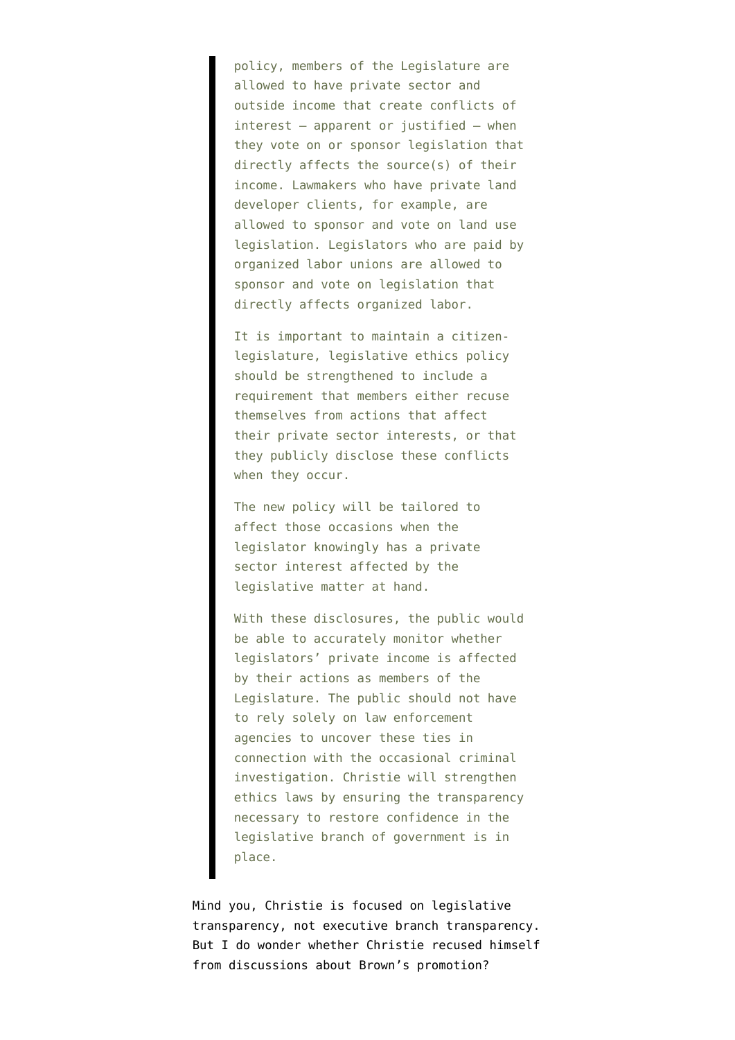> policy, members of the Legislature are allowed to have private sector and outside income that create conflicts of interest – apparent or justified – when they vote on or sponsor legislation that directly affects the source(s) of their income. Lawmakers who have private land developer clients, for example, are allowed to sponsor and vote on land use legislation. Legislators who are paid by organized labor unions are allowed to sponsor and vote on legislation that directly affects organized labor.
>
> It is important to maintain a citizen-legislature, legislative ethics policy should be strengthened to include a requirement that members either recuse themselves from actions that affect their private sector interests, or that they publicly disclose these conflicts when they occur.
>
> The new policy will be tailored to affect those occasions when the legislator knowingly has a private sector interest affected by the legislative matter at hand.
>
> With these disclosures, the public would be able to accurately monitor whether legislators' private income is affected by their actions as members of the Legislature. The public should not have to rely solely on law enforcement agencies to uncover these ties in connection with the occasional criminal investigation. Christie will strengthen ethics laws by ensuring the transparency necessary to restore confidence in the legislative branch of government is in place.

Mind you, Christie is focused on legislative transparency, not executive branch transparency. But I do wonder whether Christie recused himself from discussions about Brown's promotion?